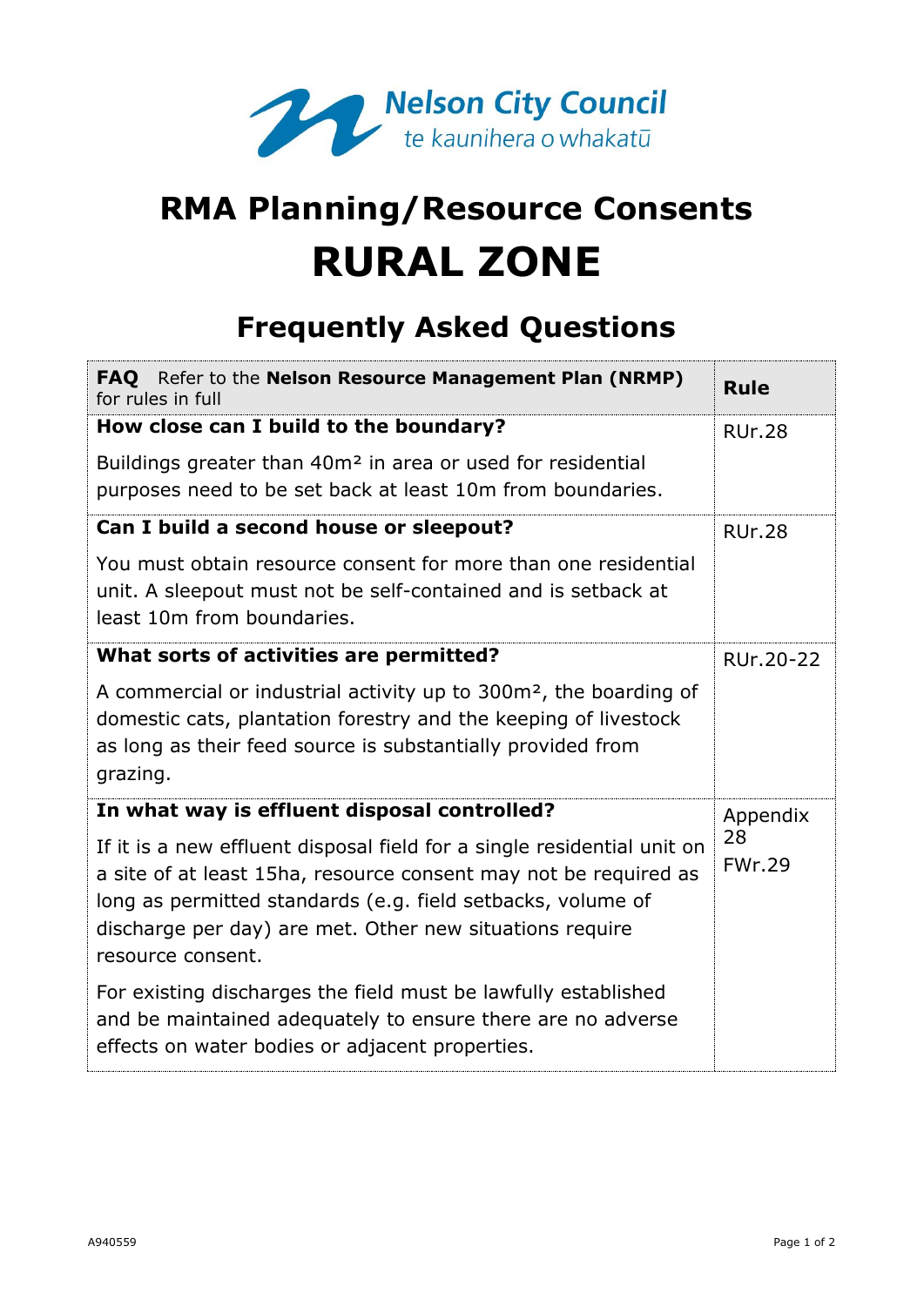Nelson City Council
te kaunihera o whakatū

# RMA Planning/Resource Consents

# RURAL ZONE

## Frequently Asked Questions

| **FAQ** Refer to the **Nelson Resource Management Plan (NRMP)** for rules in full | **Rule** |
|---|---|
| **How close can I build to the boundary?**<br><br>Buildings greater than 40m² in area or used for residential purposes need to be set back at least 10m from boundaries. | RUr.28 |
| **Can I build a second house or sleepout?**<br><br>You must obtain resource consent for more than one residential unit. A sleepout must not be self-contained and is setback at least 10m from boundaries. | RUr.28 |
| **What sorts of activities are permitted?**<br><br>A commercial or industrial activity up to 300m², the boarding of domestic cats, plantation forestry and the keeping of livestock as long as their feed source is substantially provided from grazing. | RUr.20-22 |
| **In what way is effluent disposal controlled?**<br><br>If it is a new effluent disposal field for a single residential unit on a site of at least 15ha, resource consent may not be required as long as permitted standards (e.g. field setbacks, volume of discharge per day) are met. Other new situations require resource consent.<br><br>For existing discharges the field must be lawfully established and be maintained adequately to ensure there are no adverse effects on water bodies or adjacent properties. | Appendix 28<br>FWr.29 |

A940559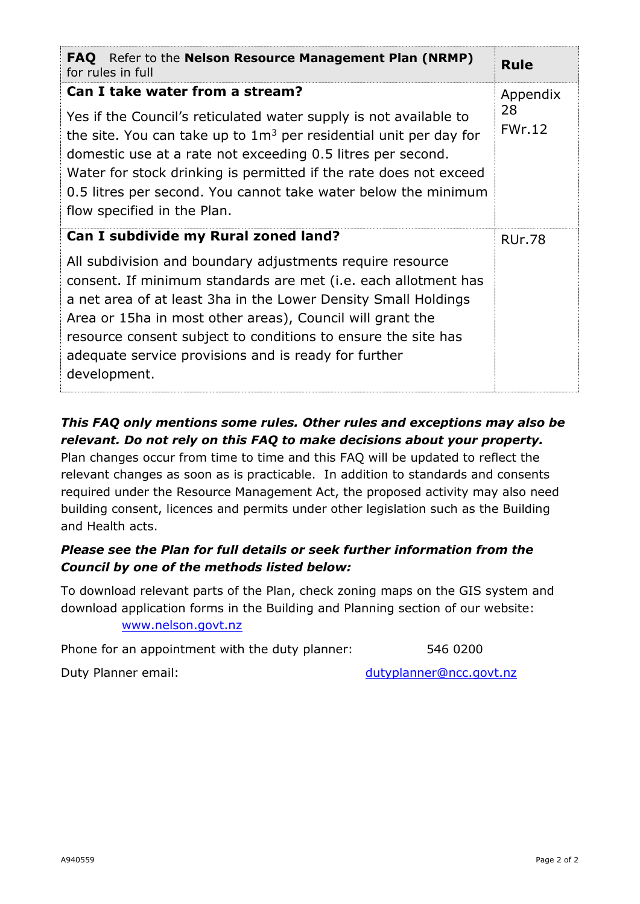| **FAQ** Refer to the **Nelson Resource Management Plan (NRMP)** for rules in full | **Rule** |
|---|---|
| **Can I take water from a stream?**<br><br>Yes if the Council's reticulated water supply is not available to the site. You can take up to $1m^3$ per residential unit per day for domestic use at a rate not exceeding 0.5 litres per second. Water for stock drinking is permitted if the rate does not exceed 0.5 litres per second. You cannot take water below the minimum flow specified in the Plan. | Appendix 28<br>FWr.12 |
| **Can I subdivide my Rural zoned land?**<br><br>All subdivision and boundary adjustments require resource consent. If minimum standards are met (i.e. each allotment has a net area of at least 3ha in the Lower Density Small Holdings Area or 15ha in most other areas), Council will grant the resource consent subject to conditions to ensure the site has adequate service provisions and is ready for further development. | RUr.78 |

***This FAQ only mentions some rules. Other rules and exceptions may also be relevant. Do not rely on this FAQ to make decisions about your property.*** Plan changes occur from time to time and this FAQ will be updated to reflect the relevant changes as soon as is practicable. In addition to standards and consents required under the Resource Management Act, the proposed activity may also need building consent, licences and permits under other legislation such as the Building and Health acts.

***Please see the Plan for full details or seek further information from the Council by one of the methods listed below:***

To download relevant parts of the Plan, check zoning maps on the GIS system and download application forms in the Building and Planning section of our website:
www.nelson.govt.nz

Phone for an appointment with the duty planner: 546 0200

Duty Planner email: dutyplanner@ncc.govt.nz

A940559